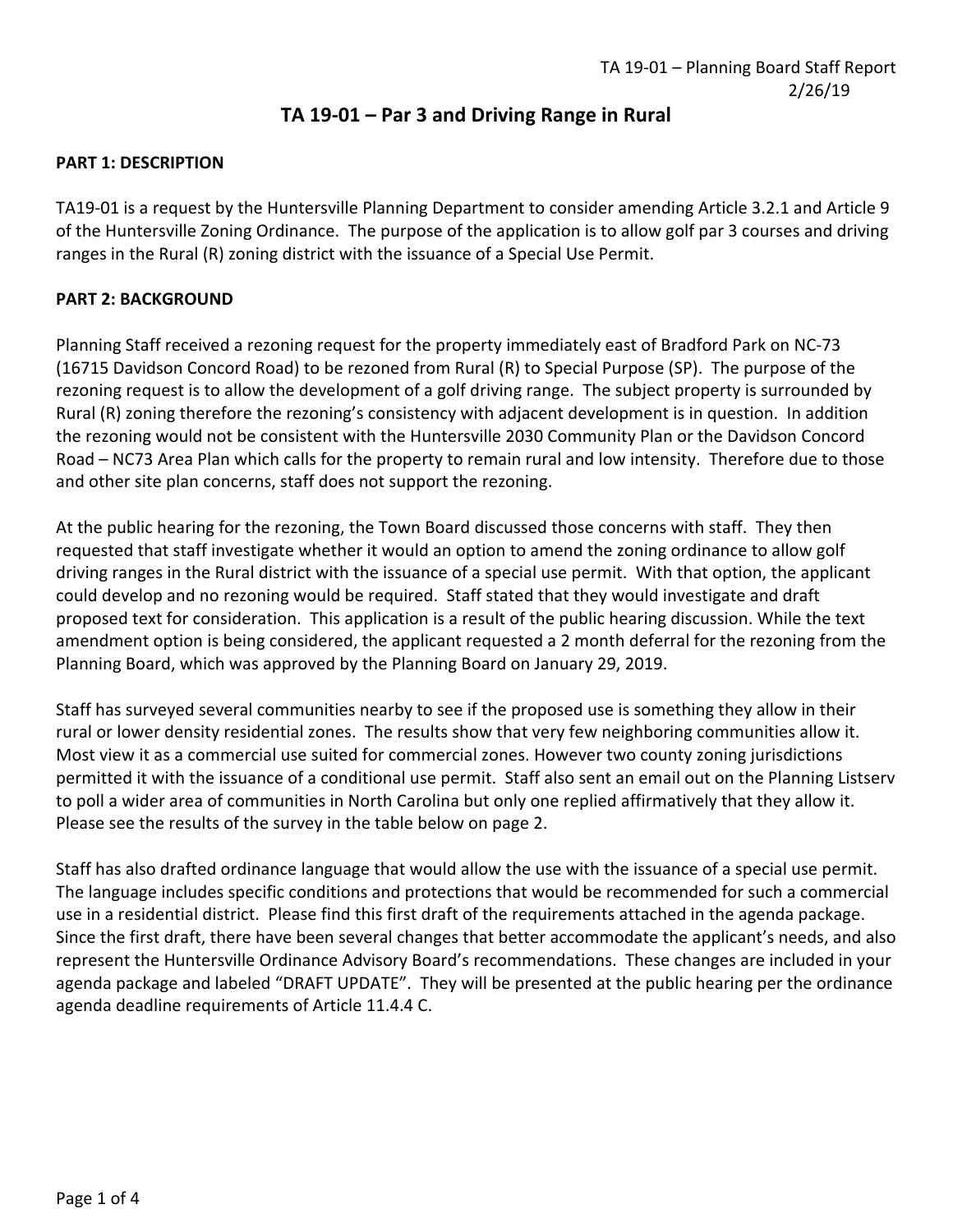# TA 19-01 – Par 3 and Driving Range in Rural

**PART 1: DESCRIPTION**

TA19-01 is a request by the Huntersville Planning Department to consider amending Article 3.2.1 and Article 9 of the Huntersville Zoning Ordinance. The purpose of the application is to allow golf par 3 courses and driving ranges in the Rural (R) zoning district with the issuance of a Special Use Permit.

**PART 2: BACKGROUND**

Planning Staff received a rezoning request for the property immediately east of Bradford Park on NC-73 (16715 Davidson Concord Road) to be rezoned from Rural (R) to Special Purpose (SP). The purpose of the rezoning request is to allow the development of a golf driving range. The subject property is surrounded by Rural (R) zoning therefore the rezoning's consistency with adjacent development is in question. In addition the rezoning would not be consistent with the Huntersville 2030 Community Plan or the Davidson Concord Road – NC73 Area Plan which calls for the property to remain rural and low intensity. Therefore due to those and other site plan concerns, staff does not support the rezoning.

At the public hearing for the rezoning, the Town Board discussed those concerns with staff. They then requested that staff investigate whether it would an option to amend the zoning ordinance to allow golf driving ranges in the Rural district with the issuance of a special use permit. With that option, the applicant could develop and no rezoning would be required. Staff stated that they would investigate and draft proposed text for consideration. This application is a result of the public hearing discussion. While the text amendment option is being considered, the applicant requested a 2 month deferral for the rezoning from the Planning Board, which was approved by the Planning Board on January 29, 2019.

Staff has surveyed several communities nearby to see if the proposed use is something they allow in their rural or lower density residential zones. The results show that very few neighboring communities allow it. Most view it as a commercial use suited for commercial zones. However two county zoning jurisdictions permitted it with the issuance of a conditional use permit. Staff also sent an email out on the Planning Listserv to poll a wider area of communities in North Carolina but only one replied affirmatively that they allow it. Please see the results of the survey in the table below on page 2.

Staff has also drafted ordinance language that would allow the use with the issuance of a special use permit. The language includes specific conditions and protections that would be recommended for such a commercial use in a residential district. Please find this first draft of the requirements attached in the agenda package. Since the first draft, there have been several changes that better accommodate the applicant's needs, and also represent the Huntersville Ordinance Advisory Board's recommendations. These changes are included in your agenda package and labeled "DRAFT UPDATE". They will be presented at the public hearing per the ordinance agenda deadline requirements of Article 11.4.4 C.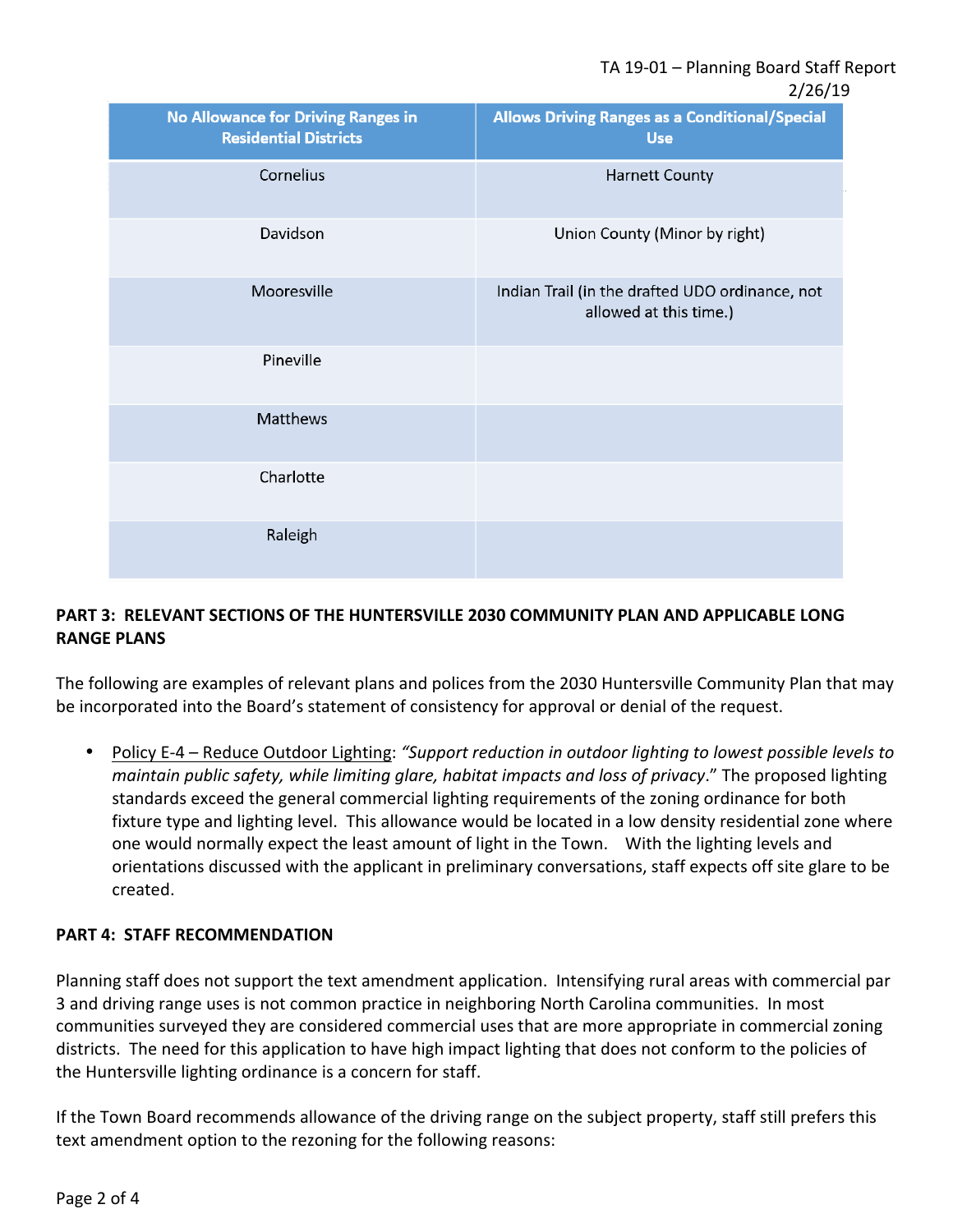| No Allowance for Driving Ranges in Residential Districts | Allows Driving Ranges as a Conditional/Special Use |
|---|---|
| Cornelius | Harnett County |
| Davidson | Union County (Minor by right) |
| Mooresville | Indian Trail (in the drafted UDO ordinance, not allowed at this time.) |
| Pineville | |
| Matthews | |
| Charlotte | |
| Raleigh | |

**PART 3: RELEVANT SECTIONS OF THE HUNTERSVILLE 2030 COMMUNITY PLAN AND APPLICABLE LONG RANGE PLANS**

The following are examples of relevant plans and polices from the 2030 Huntersville Community Plan that may be incorporated into the Board's statement of consistency for approval or denial of the request.

- Policy E-4 – Reduce Outdoor Lighting: *"Support reduction in outdoor lighting to lowest possible levels to maintain public safety, while limiting glare, habitat impacts and loss of privacy*." The proposed lighting standards exceed the general commercial lighting requirements of the zoning ordinance for both fixture type and lighting level. This allowance would be located in a low density residential zone where one would normally expect the least amount of light in the Town. With the lighting levels and orientations discussed with the applicant in preliminary conversations, staff expects off site glare to be created.

**PART 4: STAFF RECOMMENDATION**

Planning staff does not support the text amendment application. Intensifying rural areas with commercial par 3 and driving range uses is not common practice in neighboring North Carolina communities. In most communities surveyed they are considered commercial uses that are more appropriate in commercial zoning districts. The need for this application to have high impact lighting that does not conform to the policies of the Huntersville lighting ordinance is a concern for staff.

If the Town Board recommends allowance of the driving range on the subject property, staff still prefers this text amendment option to the rezoning for the following reasons: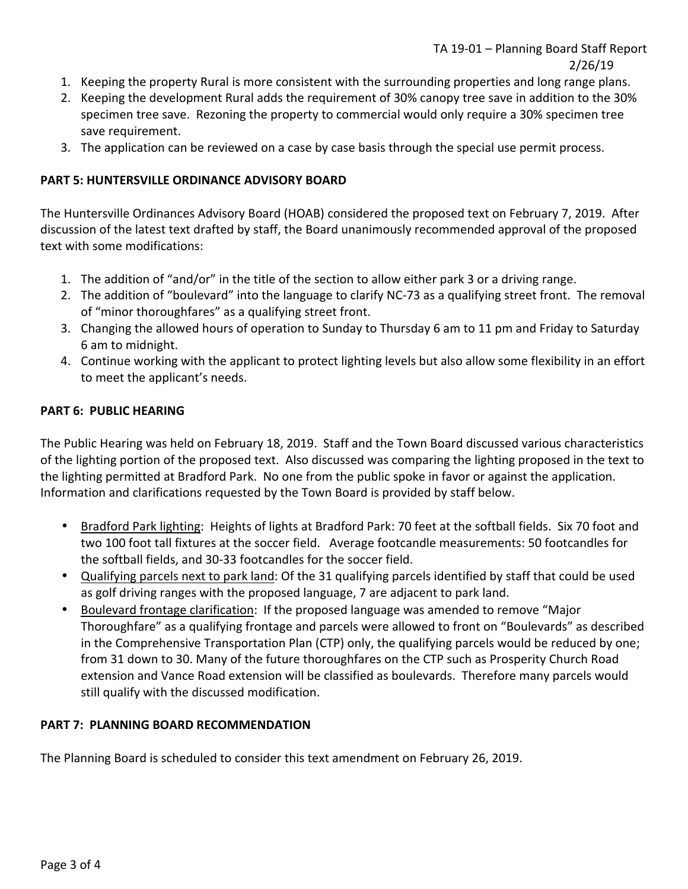1. Keeping the property Rural is more consistent with the surrounding properties and long range plans.
2. Keeping the development Rural adds the requirement of 30% canopy tree save in addition to the 30% specimen tree save. Rezoning the property to commercial would only require a 30% specimen tree save requirement.
3. The application can be reviewed on a case by case basis through the special use permit process.

**PART 5: HUNTERSVILLE ORDINANCE ADVISORY BOARD**

The Huntersville Ordinances Advisory Board (HOAB) considered the proposed text on February 7, 2019. After discussion of the latest text drafted by staff, the Board unanimously recommended approval of the proposed text with some modifications:

1. The addition of "and/or" in the title of the section to allow either park 3 or a driving range.
2. The addition of "boulevard" into the language to clarify NC-73 as a qualifying street front. The removal of "minor thoroughfares" as a qualifying street front.
3. Changing the allowed hours of operation to Sunday to Thursday 6 am to 11 pm and Friday to Saturday 6 am to midnight.
4. Continue working with the applicant to protect lighting levels but also allow some flexibility in an effort to meet the applicant's needs.

**PART 6: PUBLIC HEARING**

The Public Hearing was held on February 18, 2019. Staff and the Town Board discussed various characteristics of the lighting portion of the proposed text. Also discussed was comparing the lighting proposed in the text to the lighting permitted at Bradford Park. No one from the public spoke in favor or against the application. Information and clarifications requested by the Town Board is provided by staff below.

- Bradford Park lighting: Heights of lights at Bradford Park: 70 feet at the softball fields. Six 70 foot and two 100 foot tall fixtures at the soccer field. Average footcandle measurements: 50 footcandles for the softball fields, and 30-33 footcandles for the soccer field.
- Qualifying parcels next to park land: Of the 31 qualifying parcels identified by staff that could be used as golf driving ranges with the proposed language, 7 are adjacent to park land.
- Boulevard frontage clarification: If the proposed language was amended to remove "Major Thoroughfare" as a qualifying frontage and parcels were allowed to front on "Boulevards" as described in the Comprehensive Transportation Plan (CTP) only, the qualifying parcels would be reduced by one; from 31 down to 30. Many of the future thoroughfares on the CTP such as Prosperity Church Road extension and Vance Road extension will be classified as boulevards. Therefore many parcels would still qualify with the discussed modification.

**PART 7: PLANNING BOARD RECOMMENDATION**

The Planning Board is scheduled to consider this text amendment on February 26, 2019.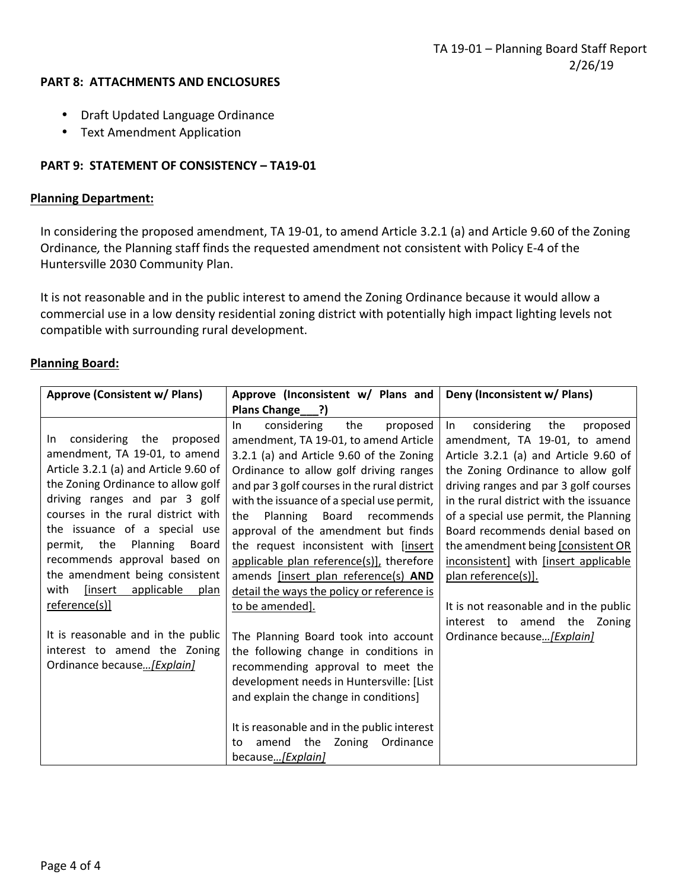**PART 8: ATTACHMENTS AND ENCLOSURES**

- Draft Updated Language Ordinance
- Text Amendment Application

**PART 9: STATEMENT OF CONSISTENCY – TA19-01**

**Planning Department:**

In considering the proposed amendment, TA 19-01, to amend Article 3.2.1 (a) and Article 9.60 of the Zoning Ordinance, the Planning staff finds the requested amendment not consistent with Policy E-4 of the Huntersville 2030 Community Plan.

It is not reasonable and in the public interest to amend the Zoning Ordinance because it would allow a commercial use in a low density residential zoning district with potentially high impact lighting levels not compatible with surrounding rural development.

**Planning Board:**

| Approve (Consistent w/ Plans) | Approve (Inconsistent w/ Plans and Plans Change___?) | Deny (Inconsistent w/ Plans) |
|---|---|---|
| In considering the proposed amendment, TA 19-01, to amend Article 3.2.1 (a) and Article 9.60 of the Zoning Ordinance to allow golf driving ranges and par 3 golf courses in the rural district with the issuance of a special use permit, the Planning Board recommends approval based on the amendment being consistent with [insert applicable plan reference(s)]<br><br>It is reasonable and in the public interest to amend the Zoning Ordinance because…*[Explain]* | In considering the proposed amendment, TA 19-01, to amend Article 3.2.1 (a) and Article 9.60 of the Zoning Ordinance to allow golf driving ranges and par 3 golf courses in the rural district with the issuance of a special use permit, the Planning Board recommends approval of the amendment but finds the request inconsistent with [insert applicable plan reference(s)], therefore amends [insert plan reference(s) **AND** detail the ways the policy or reference is to be amended].<br><br>The Planning Board took into account the following change in conditions in recommending approval to meet the development needs in Huntersville: [List and explain the change in conditions]<br><br>It is reasonable and in the public interest to amend the Zoning Ordinance because…*[Explain]* | In considering the proposed amendment, TA 19-01, to amend Article 3.2.1 (a) and Article 9.60 of the Zoning Ordinance to allow golf driving ranges and par 3 golf courses in the rural district with the issuance of a special use permit, the Planning Board recommends denial based on the amendment being [consistent OR inconsistent] with [insert applicable plan reference(s)].<br><br>It is not reasonable and in the public interest to amend the Zoning Ordinance because…*[Explain]* |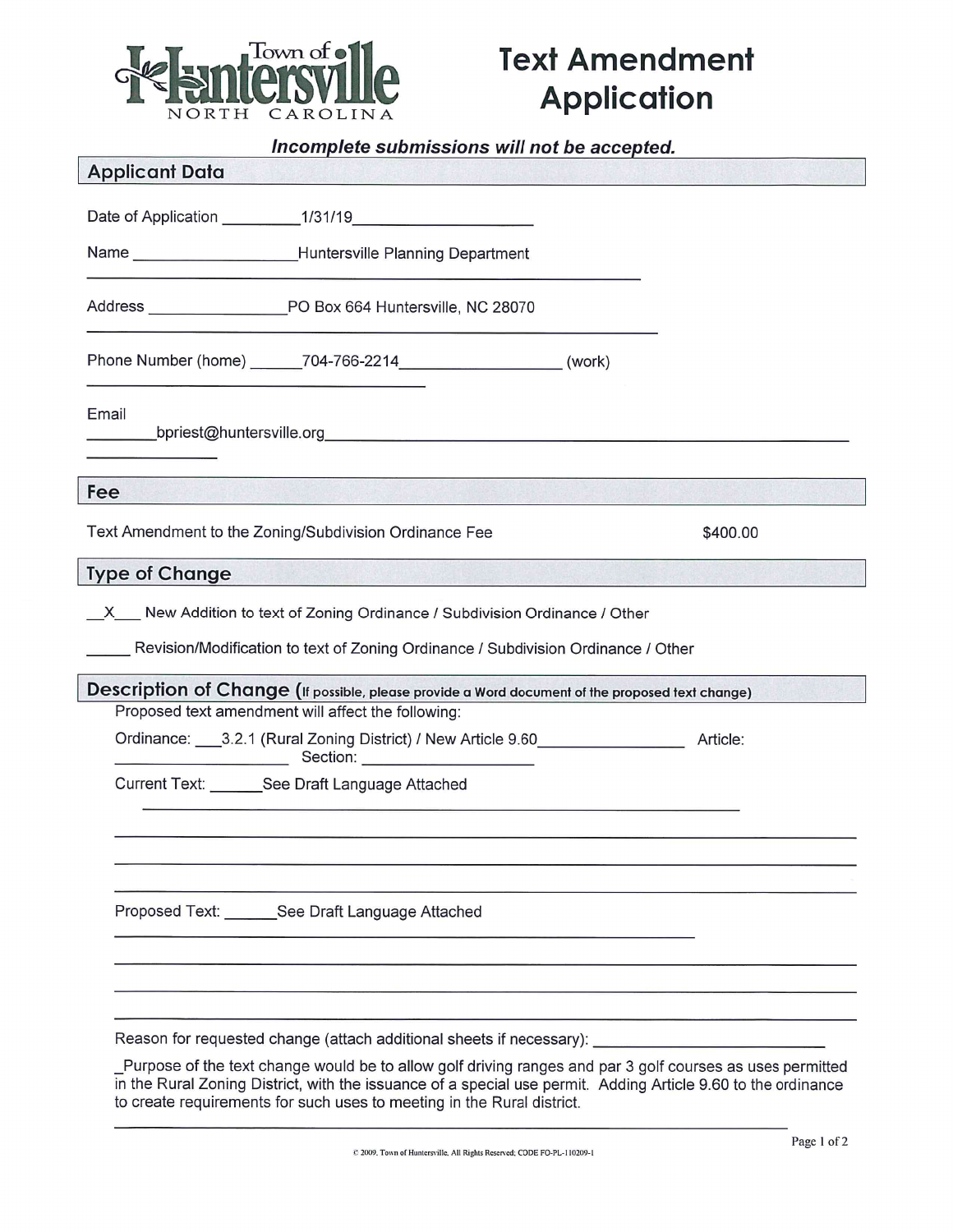Town of Huntersville
NORTH CAROLINA

# Text Amendment Application

***Incomplete submissions will not be accepted.***

## Applicant Data

Date of Application 1/31/19

Name Huntersville Planning Department

Address PO Box 664 Huntersville, NC 28070

Phone Number (home) 704-766-2214 (work)

Email bpriest@huntersville.org

## Fee

| Text Amendment to the Zoning/Subdivision Ordinance Fee | $400.00 |
|---|---|

## Type of Change

__X__ New Addition to text of Zoning Ordinance / Subdivision Ordinance / Other

____ Revision/Modification to text of Zoning Ordinance / Subdivision Ordinance / Other

## Description of Change (If possible, please provide a Word document of the proposed text change)

Proposed text amendment will affect the following:

Ordinance: 3.2.1 (Rural Zoning District) / New Article 9.60 Article: Section:

Current Text: See Draft Language Attached

Proposed Text: See Draft Language Attached

Reason for requested change (attach additional sheets if necessary):

Purpose of the text change would be to allow golf driving ranges and par 3 golf courses as uses permitted in the Rural Zoning District, with the issuance of a special use permit. Adding Article 9.60 to the ordinance to create requirements for such uses to meeting in the Rural district.

© 2009, Town of Huntersville. All Rights Reserved; CODE FO-PL-110209-1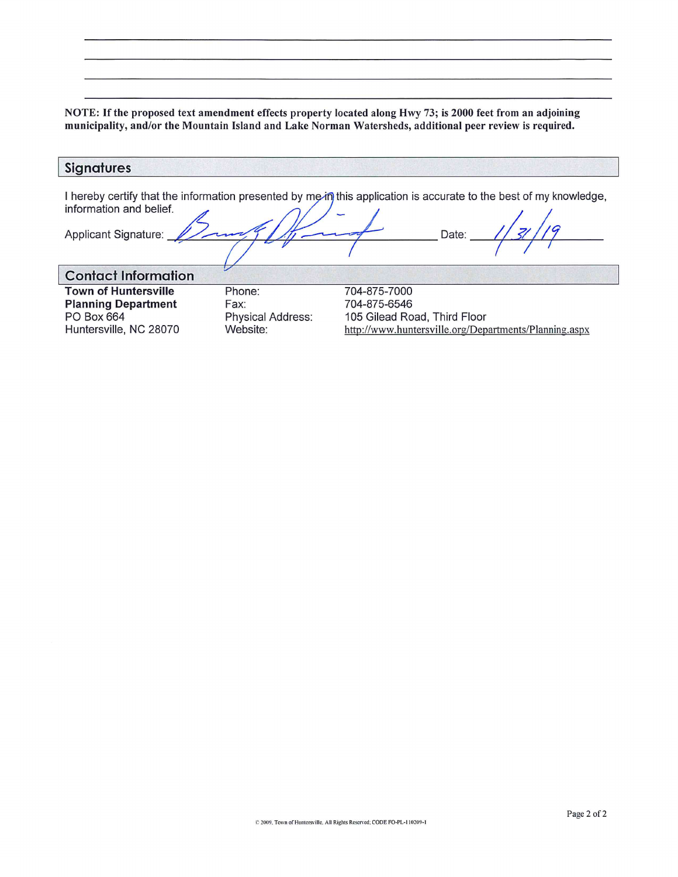**NOTE: If the proposed text amendment effects property located along Hwy 73; is 2000 feet from an adjoining municipality, and/or the Mountain Island and Lake Norman Watersheds, additional peer review is required.**

## Signatures

I hereby certify that the information presented by me in this application is accurate to the best of my knowledge, information and belief.

Applicant Signature: _[signature]_ Date: 1/31/19

## Contact Information

| | | |
|---|---|---|
| **Town of Huntersville** | Phone: | 704-875-7000 |
| **Planning Department** | Fax: | 704-875-6546 |
| PO Box 664 | Physical Address: | 105 Gilead Road, Third Floor |
| Huntersville, NC 28070 | Website: | http://www.huntersville.org/Departments/Planning.aspx |

© 2009. Town of Huntersville. All Rights Reserved; CODE FO-PL-110209-1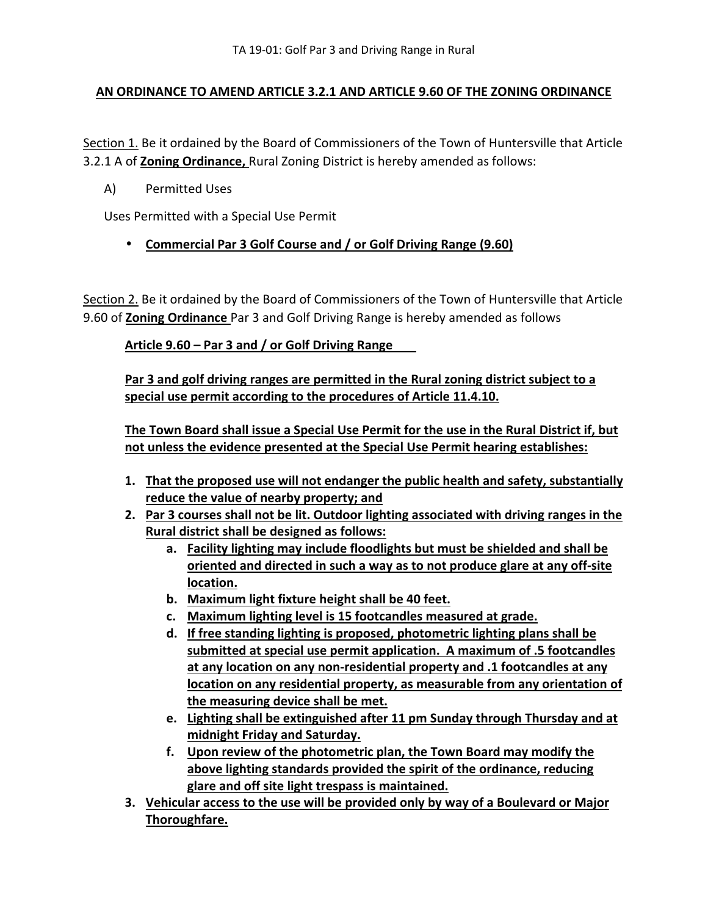TA 19-01: Golf Par 3 and Driving Range in Rural

## AN ORDINANCE TO AMEND ARTICLE 3.2.1 AND ARTICLE 9.60 OF THE ZONING ORDINANCE

Section 1. Be it ordained by the Board of Commissioners of the Town of Huntersville that Article 3.2.1 A of **Zoning Ordinance,** Rural Zoning District is hereby amended as follows:

A) Permitted Uses

Uses Permitted with a Special Use Permit

- **Commercial Par 3 Golf Course and / or Golf Driving Range (9.60)**

Section 2. Be it ordained by the Board of Commissioners of the Town of Huntersville that Article 9.60 of **Zoning Ordinance** Par 3 and Golf Driving Range is hereby amended as follows

**Article 9.60 – Par 3 and / or Golf Driving Range**

**Par 3 and golf driving ranges are permitted in the Rural zoning district subject to a special use permit according to the procedures of Article 11.4.10.**

**The Town Board shall issue a Special Use Permit for the use in the Rural District if, but not unless the evidence presented at the Special Use Permit hearing establishes:**

1. **That the proposed use will not endanger the public health and safety, substantially reduce the value of nearby property; and**
2. **Par 3 courses shall not be lit. Outdoor lighting associated with driving ranges in the Rural district shall be designed as follows:**
   a. **Facility lighting may include floodlights but must be shielded and shall be oriented and directed in such a way as to not produce glare at any off-site location.**
   b. **Maximum light fixture height shall be 40 feet.**
   c. **Maximum lighting level is 15 footcandles measured at grade.**
   d. **If free standing lighting is proposed, photometric lighting plans shall be submitted at special use permit application. A maximum of .5 footcandles at any location on any non-residential property and .1 footcandles at any location on any residential property, as measurable from any orientation of the measuring device shall be met.**
   e. **Lighting shall be extinguished after 11 pm Sunday through Thursday and at midnight Friday and Saturday.**
   f. **Upon review of the photometric plan, the Town Board may modify the above lighting standards provided the spirit of the ordinance, reducing glare and off site light trespass is maintained.**
3. **Vehicular access to the use will be provided only by way of a Boulevard or Major Thoroughfare.**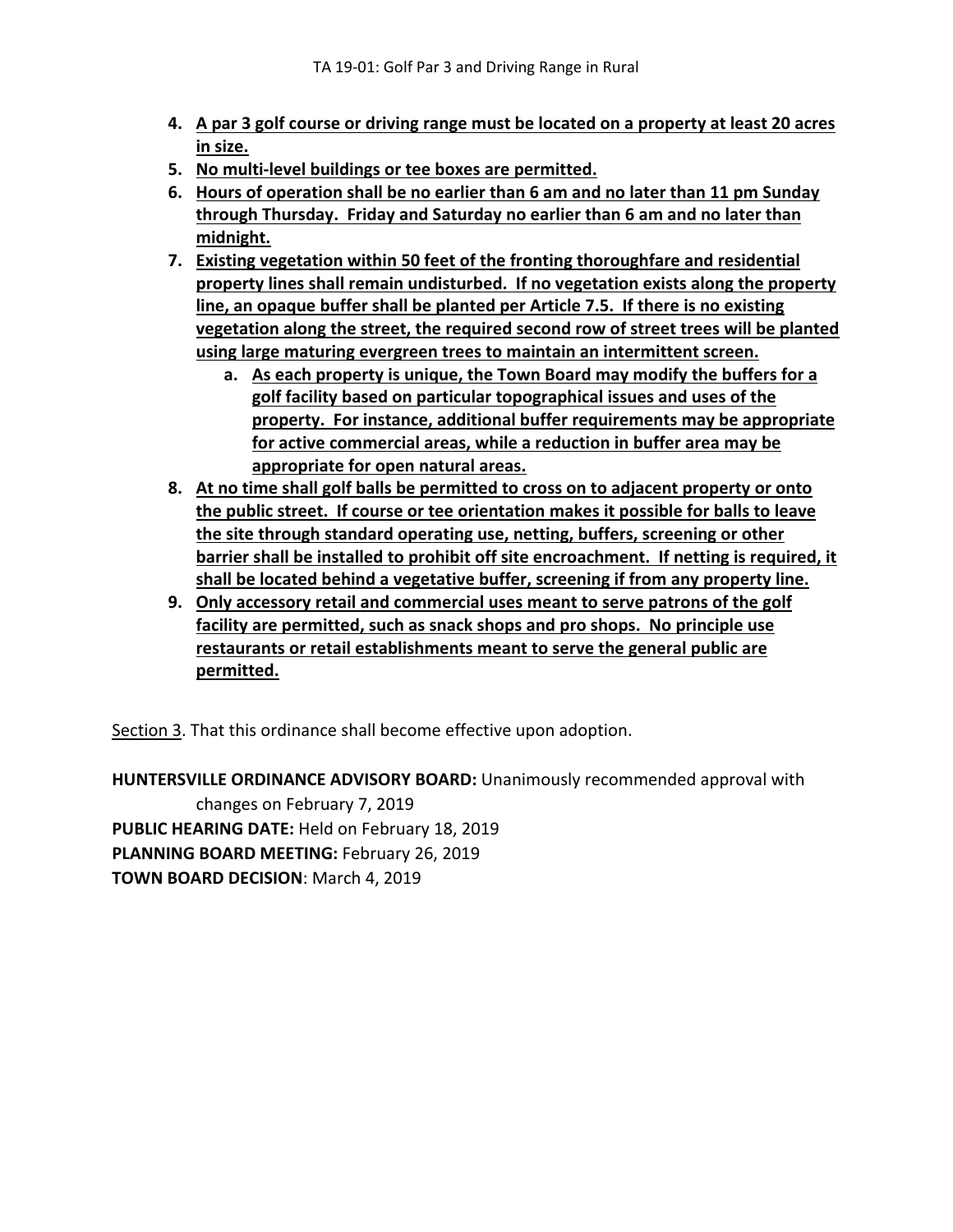4. **<u>A par 3 golf course or driving range must be located on a property at least 20 acres in size.</u>**
5. **<u>No multi-level buildings or tee boxes are permitted.</u>**
6. **<u>Hours of operation shall be no earlier than 6 am and no later than 11 pm Sunday through Thursday. Friday and Saturday no earlier than 6 am and no later than midnight.</u>**
7. **<u>Existing vegetation within 50 feet of the fronting thoroughfare and residential property lines shall remain undisturbed. If no vegetation exists along the property line, an opaque buffer shall be planted per Article 7.5. If there is no existing vegetation along the street, the required second row of street trees will be planted using large maturing evergreen trees to maintain an intermittent screen.</u>**
    a. **<u>As each property is unique, the Town Board may modify the buffers for a golf facility based on particular topographical issues and uses of the property. For instance, additional buffer requirements may be appropriate for active commercial areas, while a reduction in buffer area may be appropriate for open natural areas.</u>**
8. **<u>At no time shall golf balls be permitted to cross on to adjacent property or onto the public street. If course or tee orientation makes it possible for balls to leave the site through standard operating use, netting, buffers, screening or other barrier shall be installed to prohibit off site encroachment. If netting is required, it shall be located behind a vegetative buffer, screening if from any property line.</u>**
9. **<u>Only accessory retail and commercial uses meant to serve patrons of the golf facility are permitted, such as snack shops and pro shops. No principle use restaurants or retail establishments meant to serve the general public are permitted.</u>**

<u>Section 3</u>. That this ordinance shall become effective upon adoption.

**HUNTERSVILLE ORDINANCE ADVISORY BOARD:** Unanimously recommended approval with changes on February 7, 2019
**PUBLIC HEARING DATE:** Held on February 18, 2019
**PLANNING BOARD MEETING:** February 26, 2019
**TOWN BOARD DECISION**: March 4, 2019